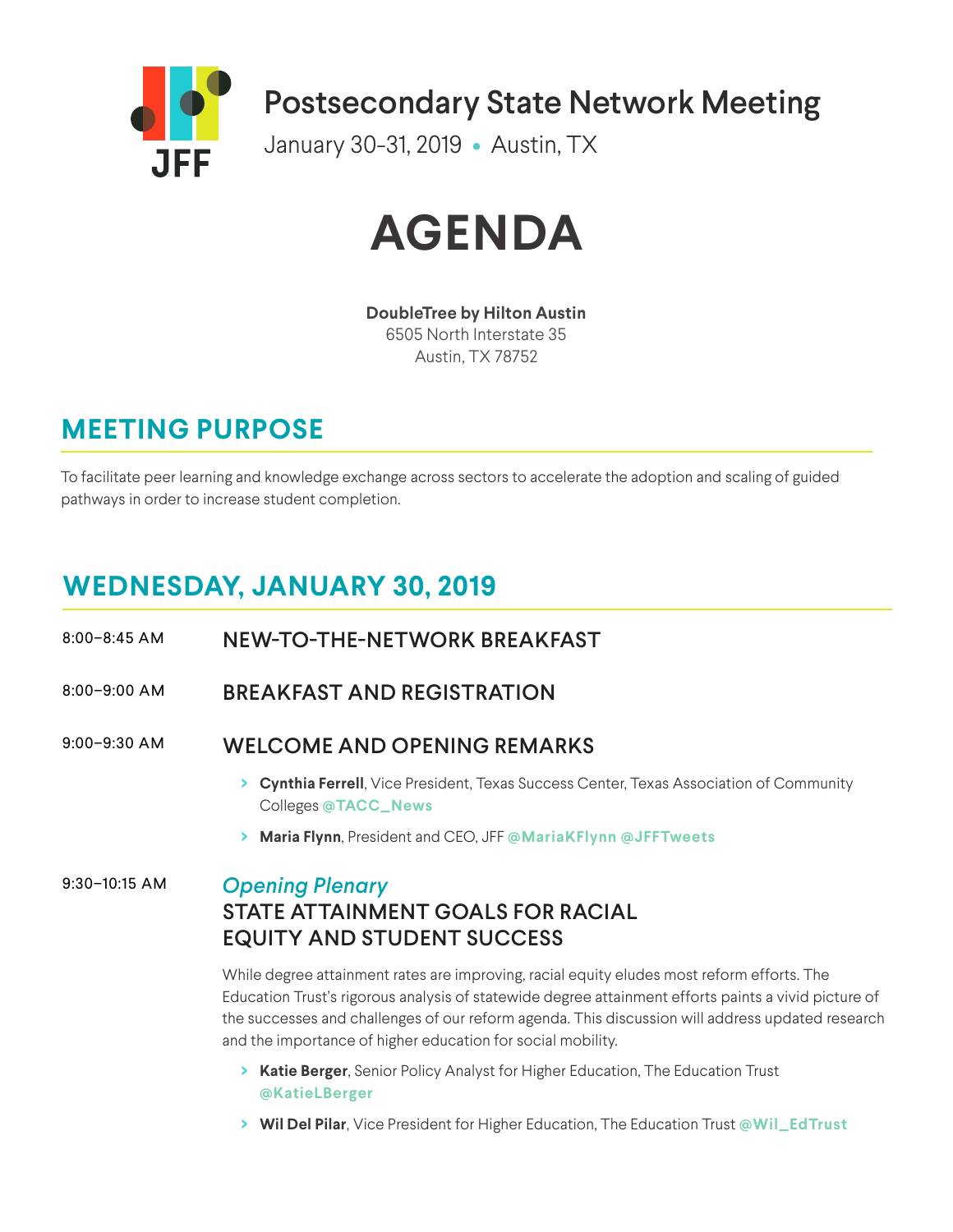JFF

# Postsecondary State Network Meeting

January 30-31, 2019 • Austin, TX

# AGENDA

**DoubleTree by Hilton Austin**
6505 North Interstate 35
Austin, TX 78752

## MEETING PURPOSE

To facilitate peer learning and knowledge exchange across sectors to accelerate the adoption and scaling of guided pathways in order to increase student completion.

## WEDNESDAY, JANUARY 30, 2019

8:00–8:45 AM **NEW-TO-THE-NETWORK BREAKFAST**

8:00–9:00 AM **BREAKFAST AND REGISTRATION**

9:00–9:30 AM **WELCOME AND OPENING REMARKS**

- **Cynthia Ferrell**, Vice President, Texas Success Center, Texas Association of Community Colleges **@TACC_News**
- **Maria Flynn**, President and CEO, JFF **@MariaKFlynn @JFFTweets**

9:30–10:15 AM *Opening Plenary*
**STATE ATTAINMENT GOALS FOR RACIAL EQUITY AND STUDENT SUCCESS**

While degree attainment rates are improving, racial equity eludes most reform efforts. The Education Trust's rigorous analysis of statewide degree attainment efforts paints a vivid picture of the successes and challenges of our reform agenda. This discussion will address updated research and the importance of higher education for social mobility.

- **Katie Berger**, Senior Policy Analyst for Higher Education, The Education Trust **@KatieLBerger**
- **Wil Del Pilar**, Vice President for Higher Education, The Education Trust **@Wil_EdTrust**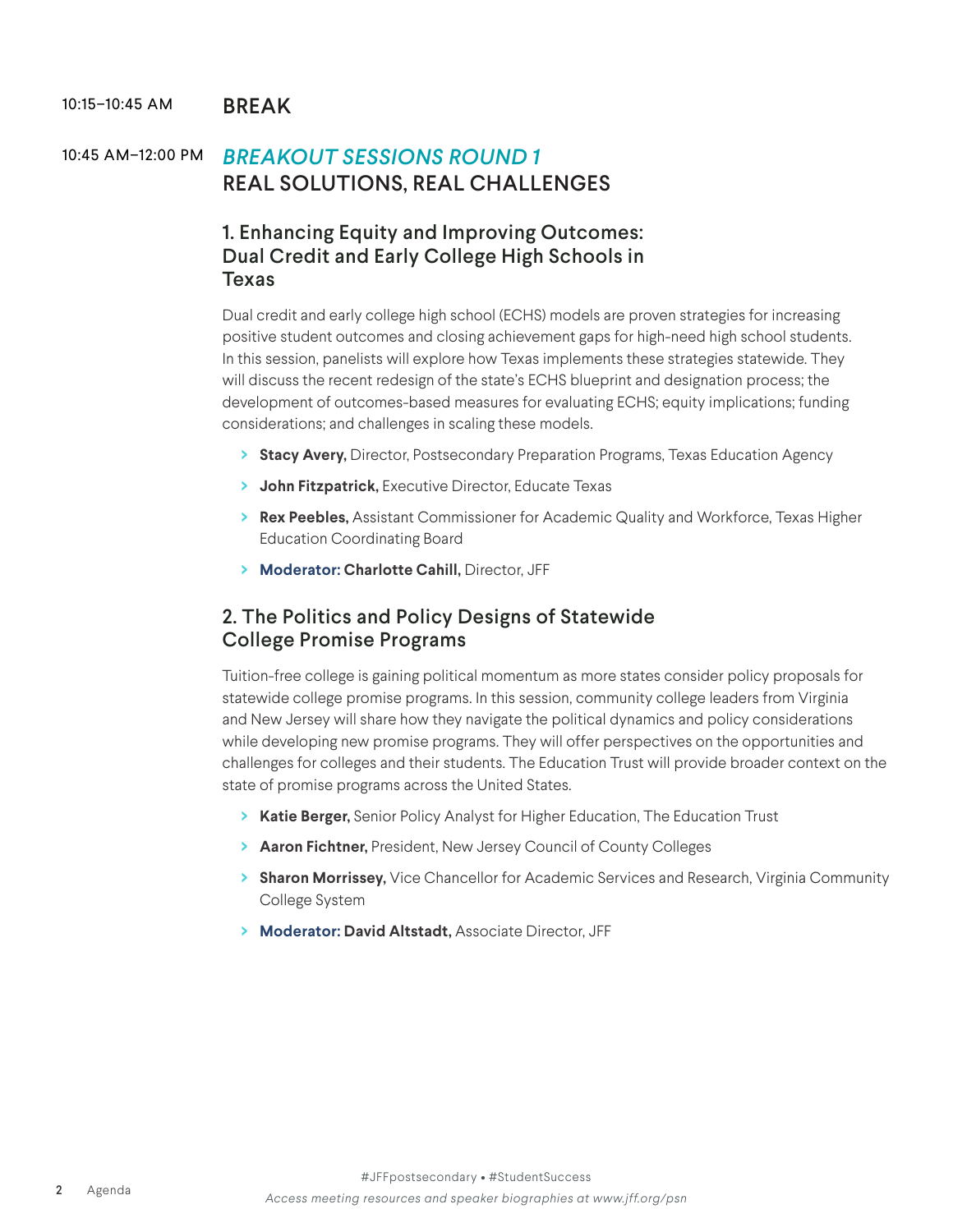10:15–10:45 AM **BREAK**

10:45 AM–12:00 PM *BREAKOUT SESSIONS ROUND 1*

## REAL SOLUTIONS, REAL CHALLENGES

### 1. Enhancing Equity and Improving Outcomes: Dual Credit and Early College High Schools in Texas

Dual credit and early college high school (ECHS) models are proven strategies for increasing positive student outcomes and closing achievement gaps for high-need high school students. In this session, panelists will explore how Texas implements these strategies statewide. They will discuss the recent redesign of the state's ECHS blueprint and designation process; the development of outcomes-based measures for evaluating ECHS; equity implications; funding considerations; and challenges in scaling these models.

- **Stacy Avery,** Director, Postsecondary Preparation Programs, Texas Education Agency
- **John Fitzpatrick,** Executive Director, Educate Texas
- **Rex Peebles,** Assistant Commissioner for Academic Quality and Workforce, Texas Higher Education Coordinating Board
- **Moderator: Charlotte Cahill,** Director, JFF

### 2. The Politics and Policy Designs of Statewide College Promise Programs

Tuition-free college is gaining political momentum as more states consider policy proposals for statewide college promise programs. In this session, community college leaders from Virginia and New Jersey will share how they navigate the political dynamics and policy considerations while developing new promise programs. They will offer perspectives on the opportunities and challenges for colleges and their students. The Education Trust will provide broader context on the state of promise programs across the United States.

- **Katie Berger,** Senior Policy Analyst for Higher Education, The Education Trust
- **Aaron Fichtner,** President, New Jersey Council of County Colleges
- **Sharon Morrissey,** Vice Chancellor for Academic Services and Research, Virginia Community College System
- **Moderator: David Altstadt,** Associate Director, JFF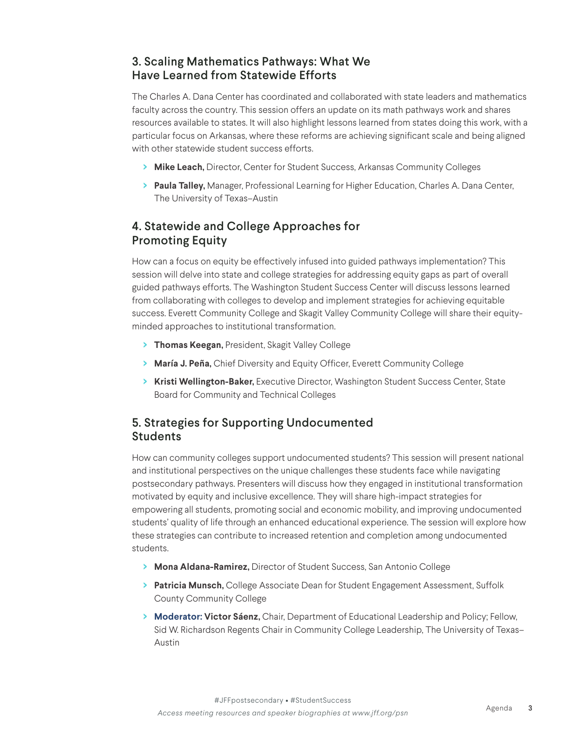## 3. Scaling Mathematics Pathways: What We Have Learned from Statewide Efforts

The Charles A. Dana Center has coordinated and collaborated with state leaders and mathematics faculty across the country. This session offers an update on its math pathways work and shares resources available to states. It will also highlight lessons learned from states doing this work, with a particular focus on Arkansas, where these reforms are achieving significant scale and being aligned with other statewide student success efforts.

- **Mike Leach,** Director, Center for Student Success, Arkansas Community Colleges
- **Paula Talley,** Manager, Professional Learning for Higher Education, Charles A. Dana Center, The University of Texas–Austin

## 4. Statewide and College Approaches for Promoting Equity

How can a focus on equity be effectively infused into guided pathways implementation? This session will delve into state and college strategies for addressing equity gaps as part of overall guided pathways efforts. The Washington Student Success Center will discuss lessons learned from collaborating with colleges to develop and implement strategies for achieving equitable success. Everett Community College and Skagit Valley Community College will share their equity-minded approaches to institutional transformation.

- **Thomas Keegan,** President, Skagit Valley College
- **María J. Peña,** Chief Diversity and Equity Officer, Everett Community College
- **Kristi Wellington-Baker,** Executive Director, Washington Student Success Center, State Board for Community and Technical Colleges

## 5. Strategies for Supporting Undocumented Students

How can community colleges support undocumented students? This session will present national and institutional perspectives on the unique challenges these students face while navigating postsecondary pathways. Presenters will discuss how they engaged in institutional transformation motivated by equity and inclusive excellence. They will share high-impact strategies for empowering all students, promoting social and economic mobility, and improving undocumented students' quality of life through an enhanced educational experience. The session will explore how these strategies can contribute to increased retention and completion among undocumented students.

- **Mona Aldana-Ramirez,** Director of Student Success, San Antonio College
- **Patricia Munsch,** College Associate Dean for Student Engagement Assessment, Suffolk County Community College
- **Moderator: Victor Sáenz,** Chair, Department of Educational Leadership and Policy; Fellow, Sid W. Richardson Regents Chair in Community College Leadership, The University of Texas–Austin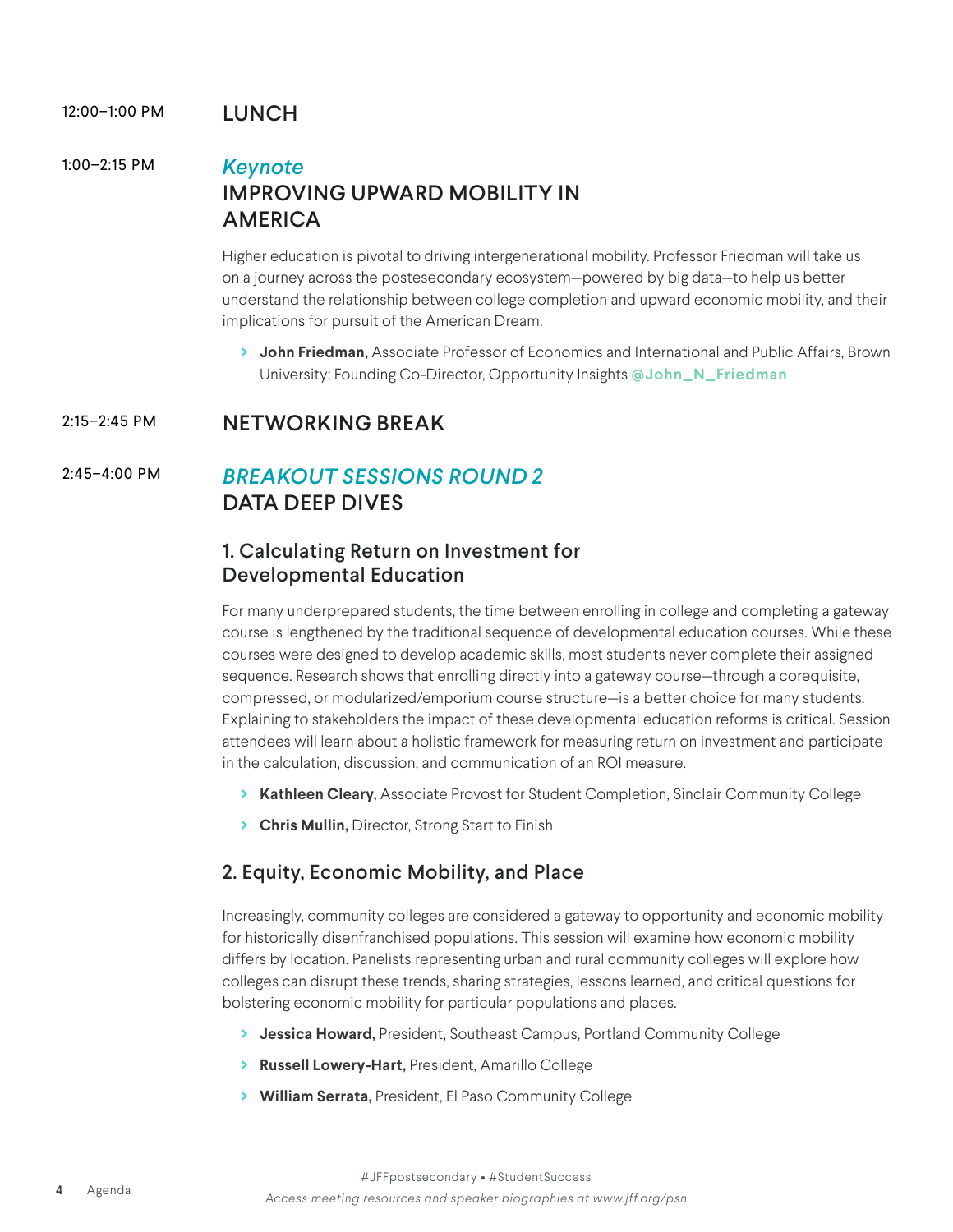12:00–1:00 PM

## LUNCH

1:00–2:15 PM

*Keynote*

## IMPROVING UPWARD MOBILITY IN AMERICA

Higher education is pivotal to driving intergenerational mobility. Professor Friedman will take us on a journey across the postesecondary ecosystem—powered by big data—to help us better understand the relationship between college completion and upward economic mobility, and their implications for pursuit of the American Dream.

- **John Friedman,** Associate Professor of Economics and International and Public Affairs, Brown University; Founding Co-Director, Opportunity Insights **@John_N_Friedman**

2:15–2:45 PM

## NETWORKING BREAK

2:45–4:00 PM

*BREAKOUT SESSIONS ROUND 2*

## DATA DEEP DIVES

### 1. Calculating Return on Investment for Developmental Education

For many underprepared students, the time between enrolling in college and completing a gateway course is lengthened by the traditional sequence of developmental education courses. While these courses were designed to develop academic skills, most students never complete their assigned sequence. Research shows that enrolling directly into a gateway course—through a corequisite, compressed, or modularized/emporium course structure—is a better choice for many students. Explaining to stakeholders the impact of these developmental education reforms is critical. Session attendees will learn about a holistic framework for measuring return on investment and participate in the calculation, discussion, and communication of an ROI measure.

- **Kathleen Cleary,** Associate Provost for Student Completion, Sinclair Community College
- **Chris Mullin,** Director, Strong Start to Finish

### 2. Equity, Economic Mobility, and Place

Increasingly, community colleges are considered a gateway to opportunity and economic mobility for historically disenfranchised populations. This session will examine how economic mobility differs by location. Panelists representing urban and rural community colleges will explore how colleges can disrupt these trends, sharing strategies, lessons learned, and critical questions for bolstering economic mobility for particular populations and places.

- **Jessica Howard,** President, Southeast Campus, Portland Community College
- **Russell Lowery-Hart,** President, Amarillo College
- **William Serrata,** President, El Paso Community College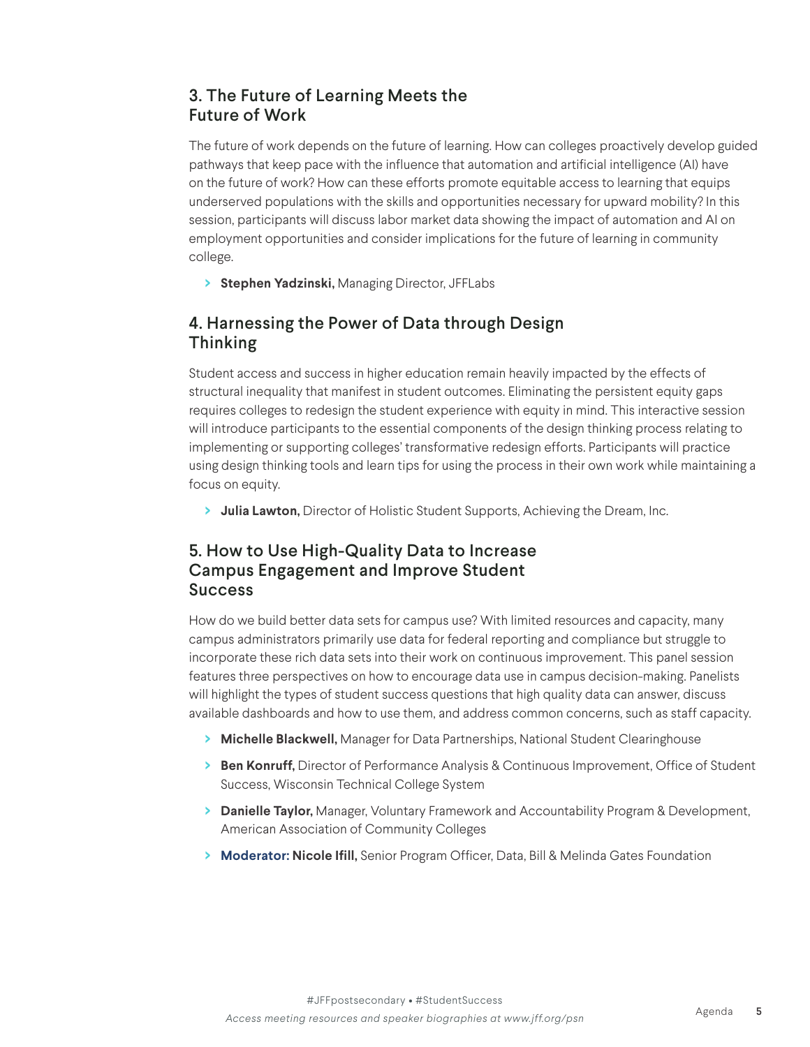## 3. The Future of Learning Meets the Future of Work

The future of work depends on the future of learning. How can colleges proactively develop guided pathways that keep pace with the influence that automation and artificial intelligence (AI) have on the future of work? How can these efforts promote equitable access to learning that equips underserved populations with the skills and opportunities necessary for upward mobility? In this session, participants will discuss labor market data showing the impact of automation and AI on employment opportunities and consider implications for the future of learning in community college.

- **Stephen Yadzinski,** Managing Director, JFFLabs

## 4. Harnessing the Power of Data through Design Thinking

Student access and success in higher education remain heavily impacted by the effects of structural inequality that manifest in student outcomes. Eliminating the persistent equity gaps requires colleges to redesign the student experience with equity in mind. This interactive session will introduce participants to the essential components of the design thinking process relating to implementing or supporting colleges' transformative redesign efforts. Participants will practice using design thinking tools and learn tips for using the process in their own work while maintaining a focus on equity.

- **Julia Lawton,** Director of Holistic Student Supports, Achieving the Dream, Inc.

## 5. How to Use High-Quality Data to Increase Campus Engagement and Improve Student Success

How do we build better data sets for campus use? With limited resources and capacity, many campus administrators primarily use data for federal reporting and compliance but struggle to incorporate these rich data sets into their work on continuous improvement. This panel session features three perspectives on how to encourage data use in campus decision-making. Panelists will highlight the types of student success questions that high quality data can answer, discuss available dashboards and how to use them, and address common concerns, such as staff capacity.

- **Michelle Blackwell,** Manager for Data Partnerships, National Student Clearinghouse
- **Ben Konruff,** Director of Performance Analysis & Continuous Improvement, Office of Student Success, Wisconsin Technical College System
- **Danielle Taylor,** Manager, Voluntary Framework and Accountability Program & Development, American Association of Community Colleges
- **Moderator: Nicole Ifill,** Senior Program Officer, Data, Bill & Melinda Gates Foundation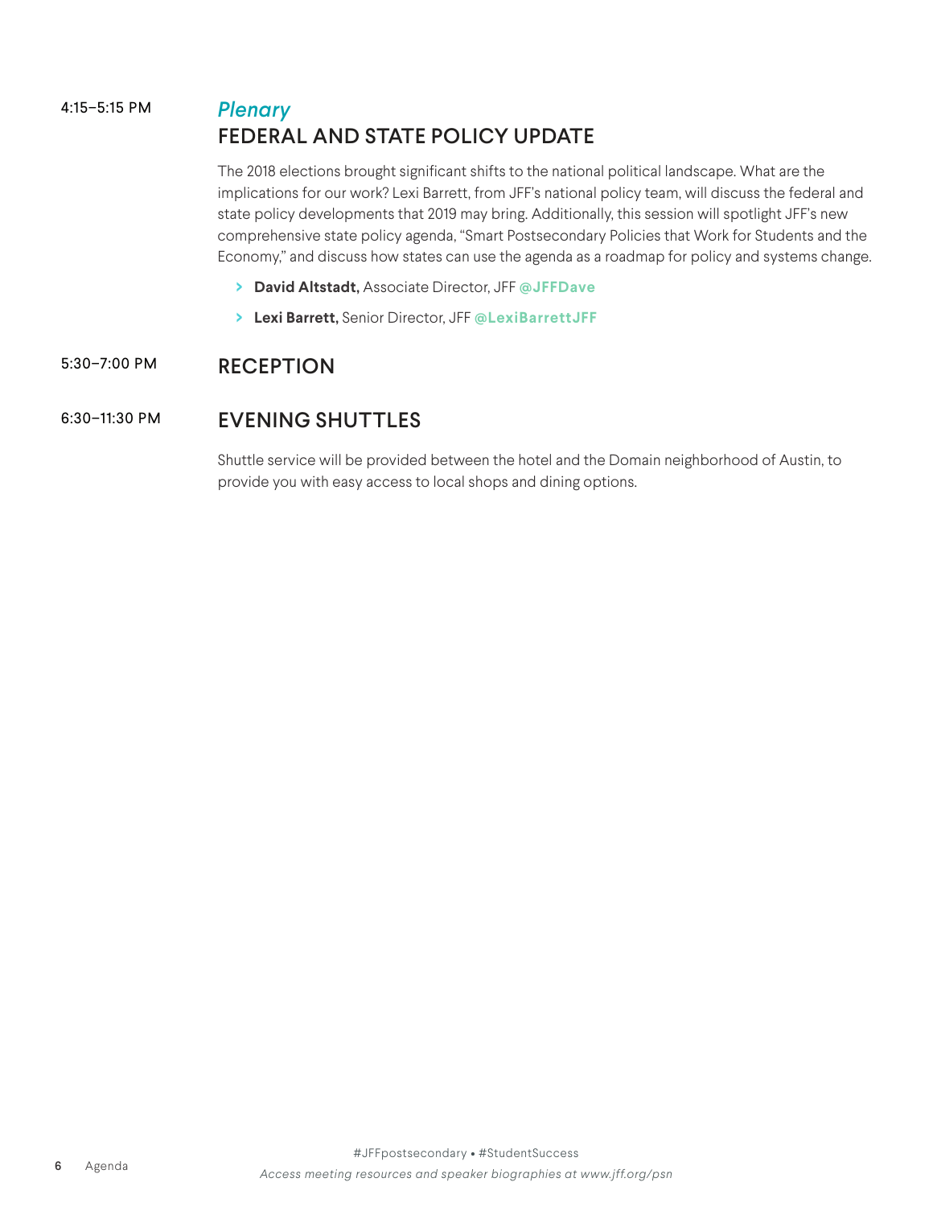4:15–5:15 PM

*Plenary*

## FEDERAL AND STATE POLICY UPDATE

The 2018 elections brought significant shifts to the national political landscape. What are the implications for our work? Lexi Barrett, from JFF's national policy team, will discuss the federal and state policy developments that 2019 may bring. Additionally, this session will spotlight JFF's new comprehensive state policy agenda, "Smart Postsecondary Policies that Work for Students and the Economy," and discuss how states can use the agenda as a roadmap for policy and systems change.

- **David Altstadt,** Associate Director, JFF **@JFFDave**
- **Lexi Barrett,** Senior Director, JFF **@LexiBarrettJFF**

5:30–7:00 PM

## RECEPTION

6:30–11:30 PM

## EVENING SHUTTLES

Shuttle service will be provided between the hotel and the Domain neighborhood of Austin, to provide you with easy access to local shops and dining options.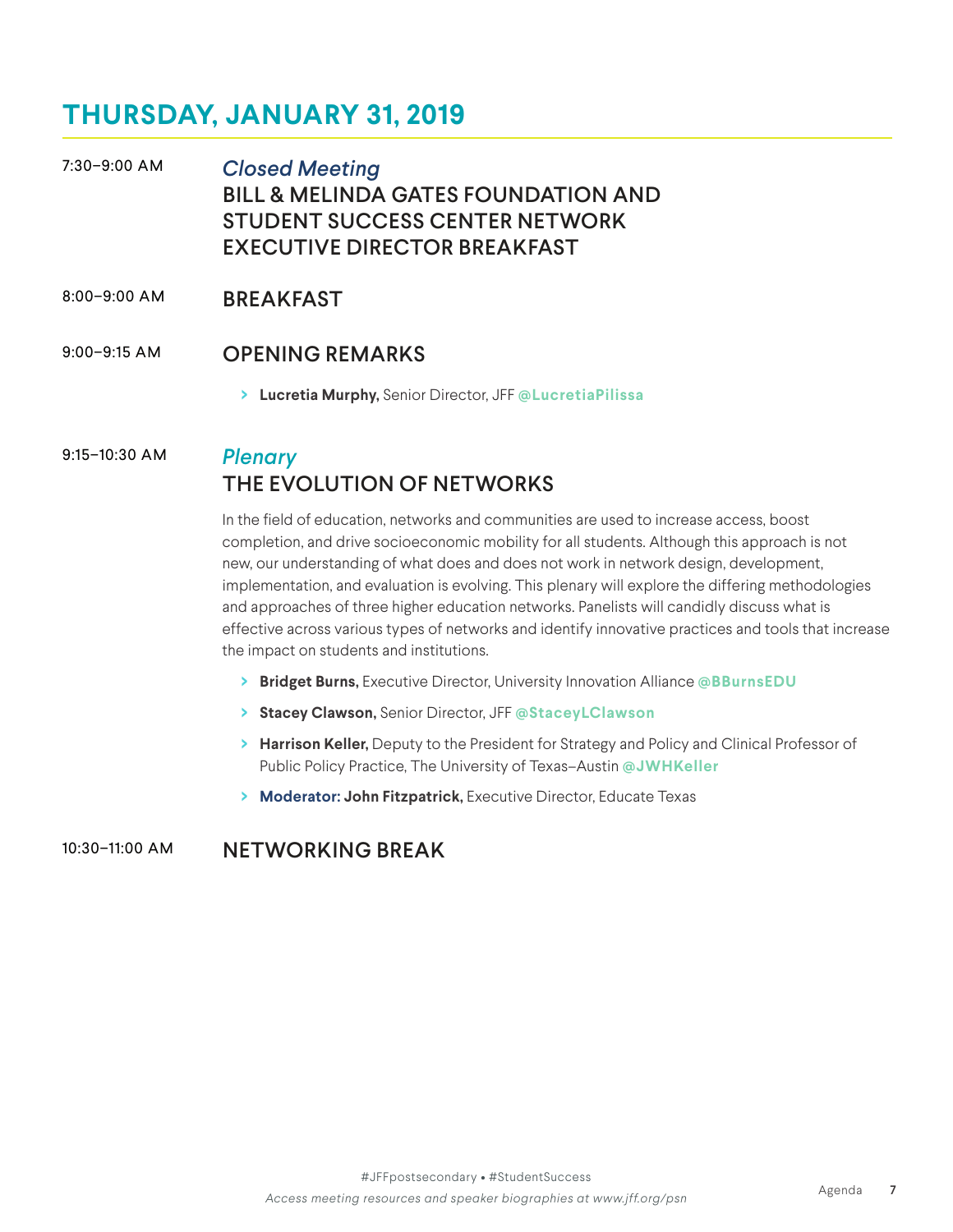# THURSDAY, JANUARY 31, 2019

7:30–9:00 AM

*Closed Meeting*

**BILL & MELINDA GATES FOUNDATION AND STUDENT SUCCESS CENTER NETWORK EXECUTIVE DIRECTOR BREAKFAST**

8:00–9:00 AM

**BREAKFAST**

9:00–9:15 AM

**OPENING REMARKS**

- **Lucretia Murphy,** Senior Director, JFF **@LucretiaPilissa**

9:15–10:30 AM

*Plenary*

**THE EVOLUTION OF NETWORKS**

In the field of education, networks and communities are used to increase access, boost completion, and drive socioeconomic mobility for all students. Although this approach is not new, our understanding of what does and does not work in network design, development, implementation, and evaluation is evolving. This plenary will explore the differing methodologies and approaches of three higher education networks. Panelists will candidly discuss what is effective across various types of networks and identify innovative practices and tools that increase the impact on students and institutions.

- **Bridget Burns,** Executive Director, University Innovation Alliance **@BBurnsEDU**
- **Stacey Clawson,** Senior Director, JFF **@StaceyLClawson**
- **Harrison Keller,** Deputy to the President for Strategy and Policy and Clinical Professor of Public Policy Practice, The University of Texas–Austin **@JWHKeller**
- **Moderator: John Fitzpatrick,** Executive Director, Educate Texas

10:30–11:00 AM

**NETWORKING BREAK**

#JFFpostsecondary • #StudentSuccess

*Access meeting resources and speaker biographies at www.jff.org/psn*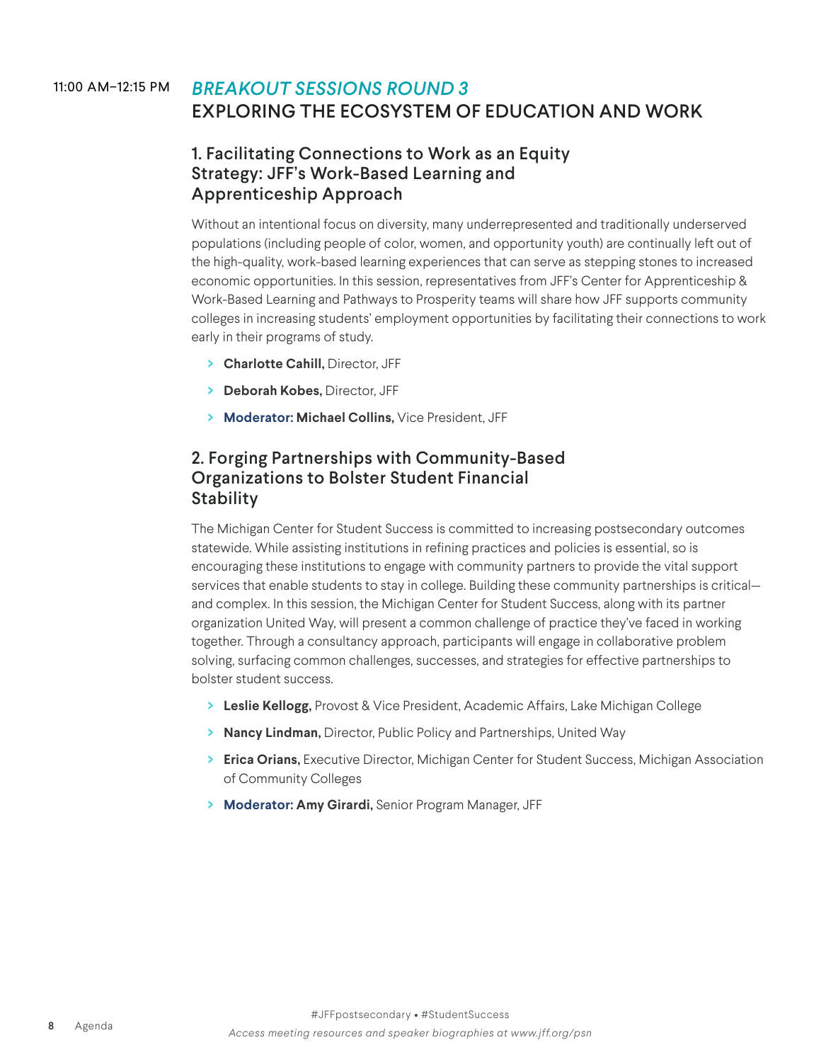11:00 AM–12:15 PM

## *BREAKOUT SESSIONS ROUND 3*
## EXPLORING THE ECOSYSTEM OF EDUCATION AND WORK

### 1. Facilitating Connections to Work as an Equity Strategy: JFF's Work-Based Learning and Apprenticeship Approach

Without an intentional focus on diversity, many underrepresented and traditionally underserved populations (including people of color, women, and opportunity youth) are continually left out of the high-quality, work-based learning experiences that can serve as stepping stones to increased economic opportunities. In this session, representatives from JFF's Center for Apprenticeship & Work-Based Learning and Pathways to Prosperity teams will share how JFF supports community colleges in increasing students' employment opportunities by facilitating their connections to work early in their programs of study.

- **Charlotte Cahill,** Director, JFF
- **Deborah Kobes,** Director, JFF
- **Moderator: Michael Collins,** Vice President, JFF

### 2. Forging Partnerships with Community-Based Organizations to Bolster Student Financial Stability

The Michigan Center for Student Success is committed to increasing postsecondary outcomes statewide. While assisting institutions in refining practices and policies is essential, so is encouraging these institutions to engage with community partners to provide the vital support services that enable students to stay in college. Building these community partnerships is critical—and complex. In this session, the Michigan Center for Student Success, along with its partner organization United Way, will present a common challenge of practice they've faced in working together. Through a consultancy approach, participants will engage in collaborative problem solving, surfacing common challenges, successes, and strategies for effective partnerships to bolster student success.

- **Leslie Kellogg,** Provost & Vice President, Academic Affairs, Lake Michigan College
- **Nancy Lindman,** Director, Public Policy and Partnerships, United Way
- **Erica Orians,** Executive Director, Michigan Center for Student Success, Michigan Association of Community Colleges
- **Moderator: Amy Girardi,** Senior Program Manager, JFF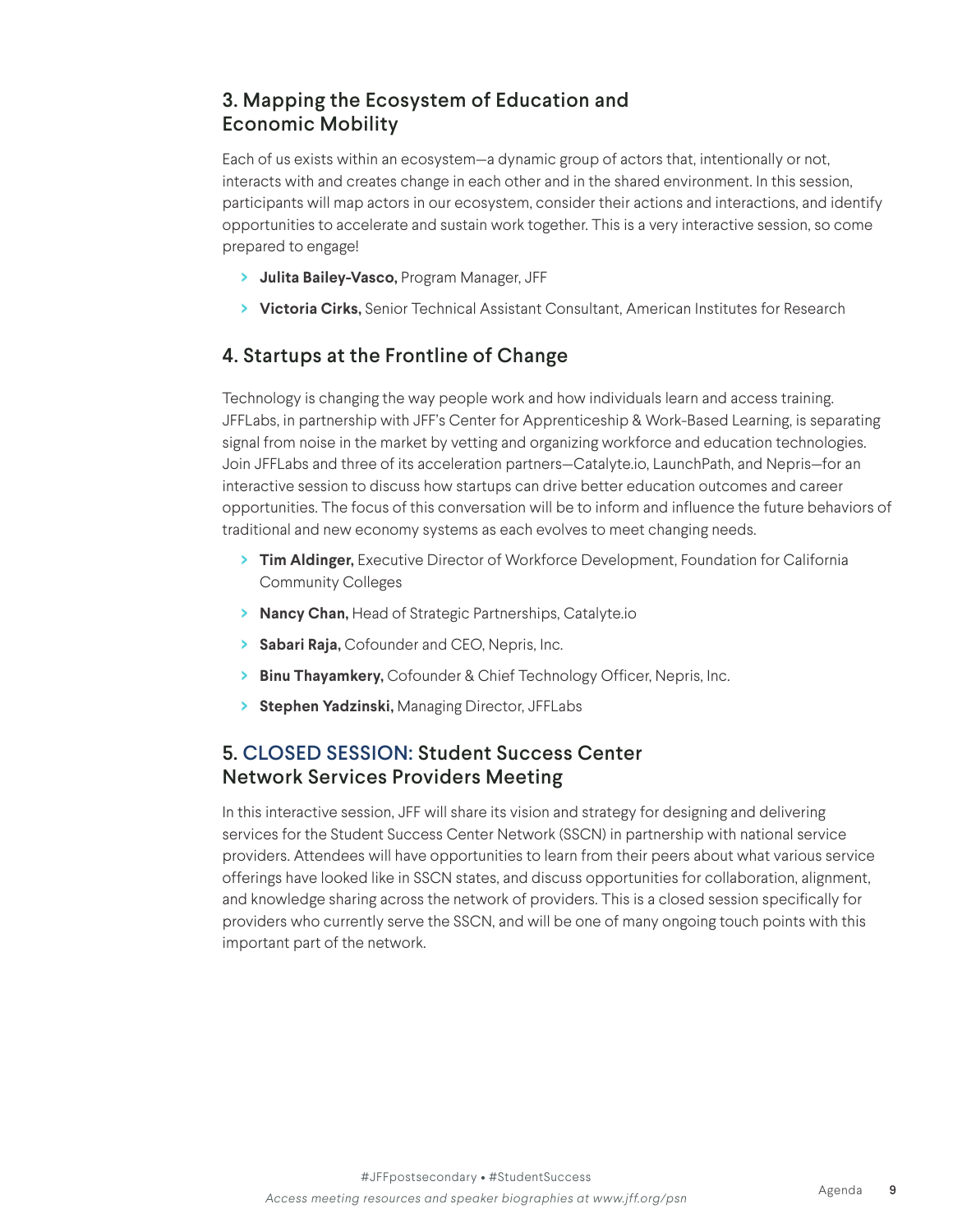### 3. Mapping the Ecosystem of Education and Economic Mobility

Each of us exists within an ecosystem—a dynamic group of actors that, intentionally or not, interacts with and creates change in each other and in the shared environment. In this session, participants will map actors in our ecosystem, consider their actions and interactions, and identify opportunities to accelerate and sustain work together. This is a very interactive session, so come prepared to engage!

- **Julita Bailey-Vasco,** Program Manager, JFF
- **Victoria Cirks,** Senior Technical Assistant Consultant, American Institutes for Research

### 4. Startups at the Frontline of Change

Technology is changing the way people work and how individuals learn and access training. JFFLabs, in partnership with JFF's Center for Apprenticeship & Work-Based Learning, is separating signal from noise in the market by vetting and organizing workforce and education technologies. Join JFFLabs and three of its acceleration partners—Catalyte.io, LaunchPath, and Nepris—for an interactive session to discuss how startups can drive better education outcomes and career opportunities. The focus of this conversation will be to inform and influence the future behaviors of traditional and new economy systems as each evolves to meet changing needs.

- **Tim Aldinger,** Executive Director of Workforce Development, Foundation for California Community Colleges
- **Nancy Chan,** Head of Strategic Partnerships, Catalyte.io
- **Sabari Raja,** Cofounder and CEO, Nepris, Inc.
- **Binu Thayamkery,** Cofounder & Chief Technology Officer, Nepris, Inc.
- **Stephen Yadzinski,** Managing Director, JFFLabs

### 5. CLOSED SESSION: Student Success Center Network Services Providers Meeting

In this interactive session, JFF will share its vision and strategy for designing and delivering services for the Student Success Center Network (SSCN) in partnership with national service providers. Attendees will have opportunities to learn from their peers about what various service offerings have looked like in SSCN states, and discuss opportunities for collaboration, alignment, and knowledge sharing across the network of providers. This is a closed session specifically for providers who currently serve the SSCN, and will be one of many ongoing touch points with this important part of the network.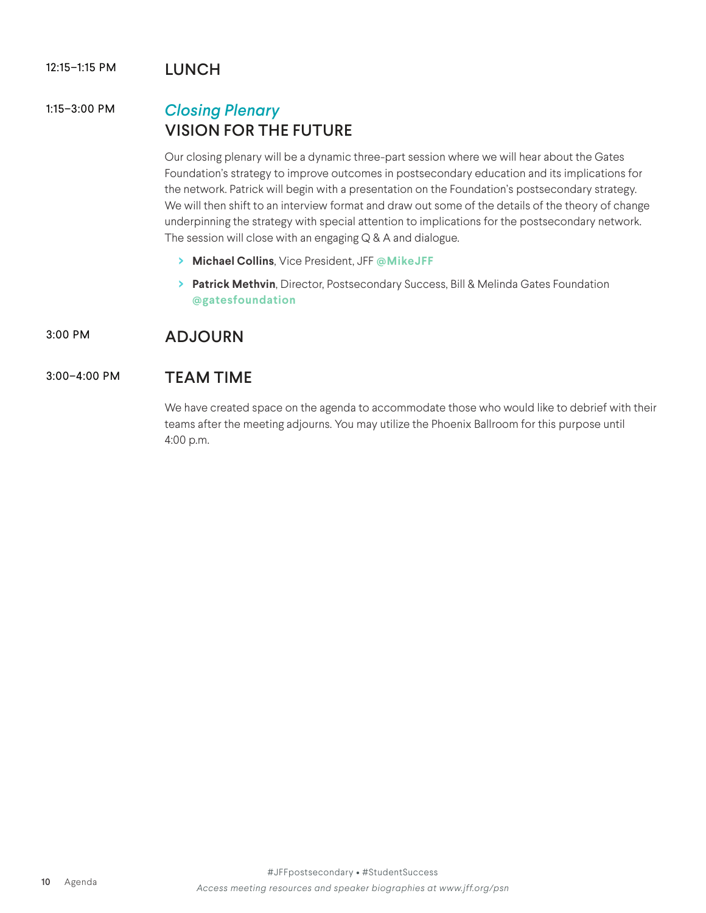12:15–1:15 PM **LUNCH**

1:15–3:00 PM

*Closing Plenary*

## VISION FOR THE FUTURE

Our closing plenary will be a dynamic three-part session where we will hear about the Gates Foundation's strategy to improve outcomes in postsecondary education and its implications for the network. Patrick will begin with a presentation on the Foundation's postsecondary strategy. We will then shift to an interview format and draw out some of the details of the theory of change underpinning the strategy with special attention to implications for the postsecondary network. The session will close with an engaging Q & A and dialogue.

- **Michael Collins**, Vice President, JFF **@MikeJFF**
- **Patrick Methvin**, Director, Postsecondary Success, Bill & Melinda Gates Foundation **@gatesfoundation**

3:00 PM **ADJOURN**

3:00–4:00 PM

## TEAM TIME

We have created space on the agenda to accommodate those who would like to debrief with their teams after the meeting adjourns. You may utilize the Phoenix Ballroom for this purpose until 4:00 p.m.

#JFFpostsecondary • #StudentSuccess

*Access meeting resources and speaker biographies at www.jff.org/psn*